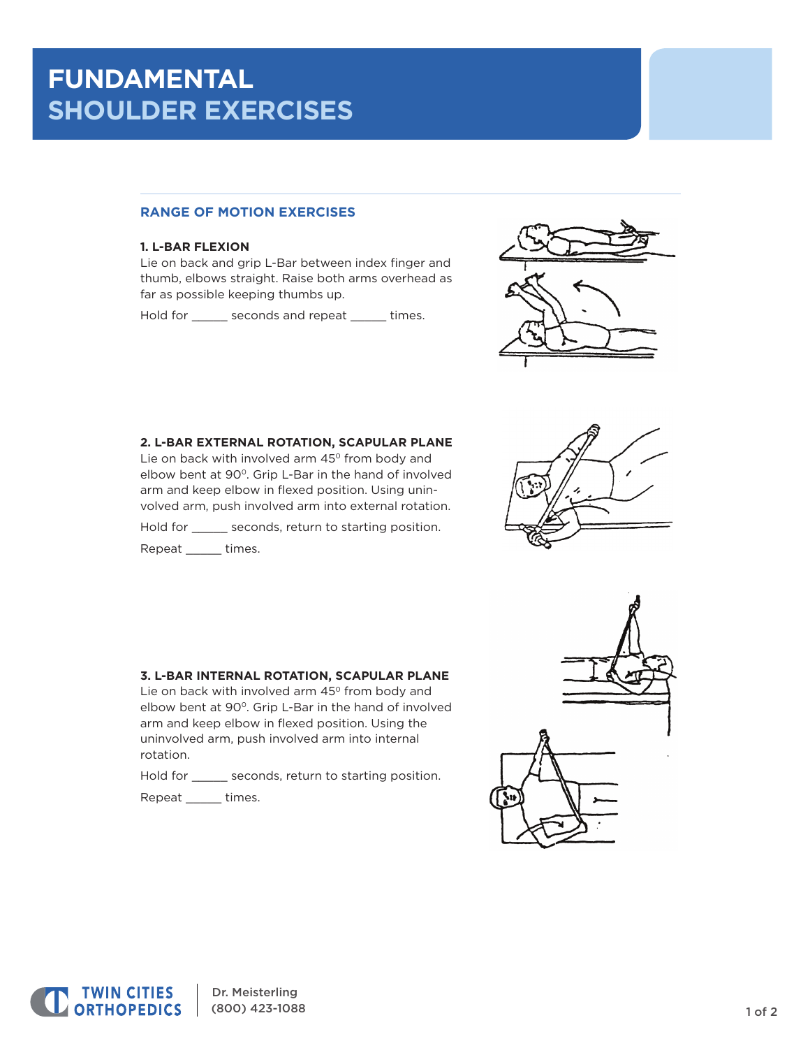# FUNDAMENTAL SHOULDER EXERCISES

## RANGE OF MOTION EXERCISES

### 1. L-BAR FLEXION

Lie on back and grip L-Bar between index finger and thumb, elbows straight. Raise both arms overhead as far as possible keeping thumbs up.

Hold for ______ seconds and repeat ______ times.

### 2. L-BAR EXTERNAL ROTATION, SCAPULAR PLANE

Lie on back with involved arm 45$^{\circ}$ from body and elbow bent at 90$^{\circ}$. Grip L-Bar in the hand of involved arm and keep elbow in flexed position. Using uninvolved arm, push involved arm into external rotation.

Hold for ______ seconds, return to starting position.

Repeat ______ times.

### 3. L-BAR INTERNAL ROTATION, SCAPULAR PLANE

Lie on back with involved arm 45$^{\circ}$ from body and elbow bent at 90$^{\circ}$. Grip L-Bar in the hand of involved arm and keep elbow in flexed position. Using the uninvolved arm, push involved arm into internal rotation.

Hold for ______ seconds, return to starting position.

Repeat ______ times.

TWIN CITIES ORTHOPEDICS | Dr. Meisterling (800) 423-1088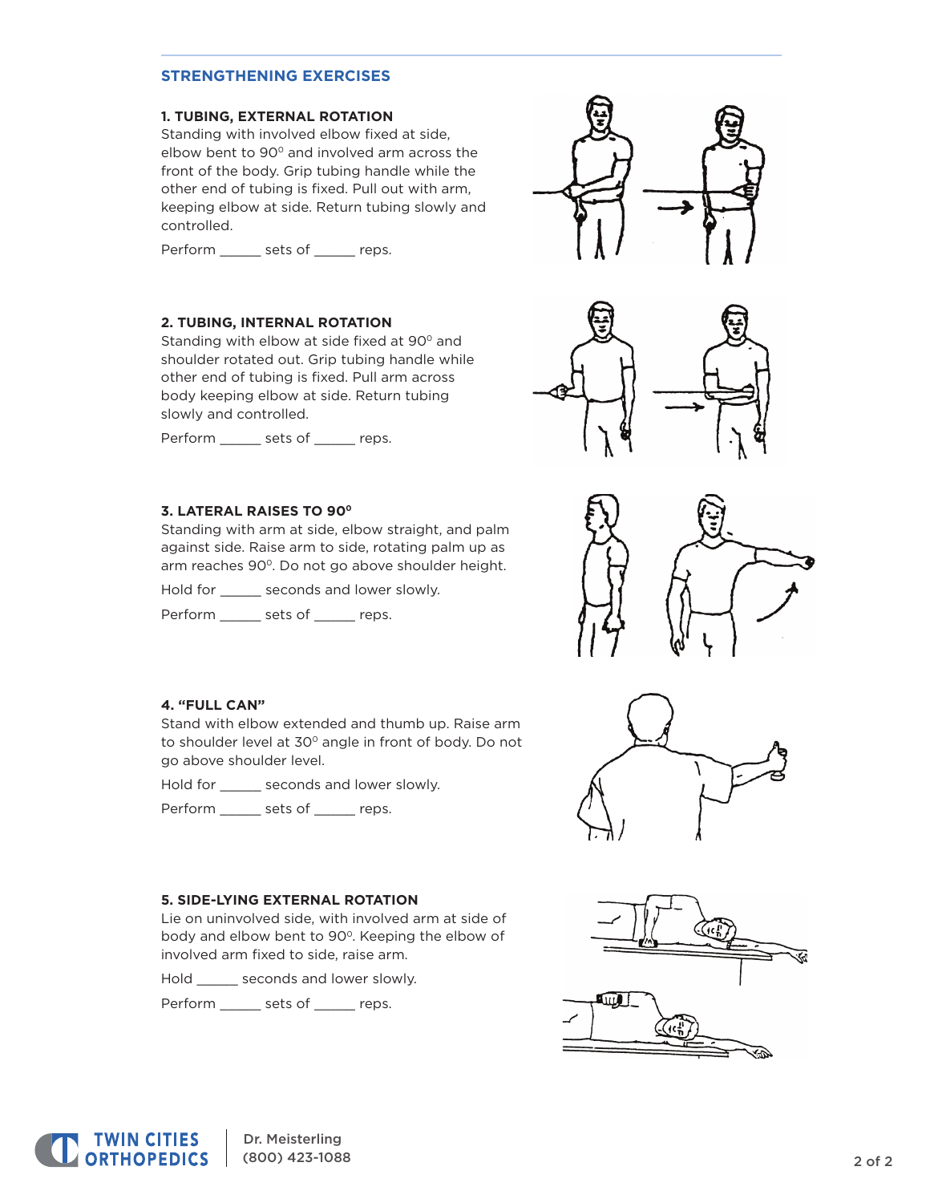## STRENGTHENING EXERCISES

### 1. TUBING, EXTERNAL ROTATION

Standing with involved elbow fixed at side, elbow bent to 90º and involved arm across the front of the body. Grip tubing handle while the other end of tubing is fixed. Pull out with arm, keeping elbow at side. Return tubing slowly and controlled.

Perform ______ sets of ______ reps.

### 2. TUBING, INTERNAL ROTATION

Standing with elbow at side fixed at 90º and shoulder rotated out. Grip tubing handle while other end of tubing is fixed. Pull arm across body keeping elbow at side. Return tubing slowly and controlled.

Perform ______ sets of ______ reps.

### 3. LATERAL RAISES TO 90º

Standing with arm at side, elbow straight, and palm against side. Raise arm to side, rotating palm up as arm reaches 90º. Do not go above shoulder height.

Hold for ______ seconds and lower slowly.

Perform ______ sets of ______ reps.

### 4. "FULL CAN"

Stand with elbow extended and thumb up. Raise arm to shoulder level at 30º angle in front of body. Do not go above shoulder level.

Hold for ______ seconds and lower slowly.

Perform ______ sets of ______ reps.

### 5. SIDE-LYING EXTERNAL ROTATION

Lie on uninvolved side, with involved arm at side of body and elbow bent to 90º. Keeping the elbow of involved arm fixed to side, raise arm.

Hold ______ seconds and lower slowly.

Perform ______ sets of ______ reps.

Dr. Meisterling
(800) 423-1088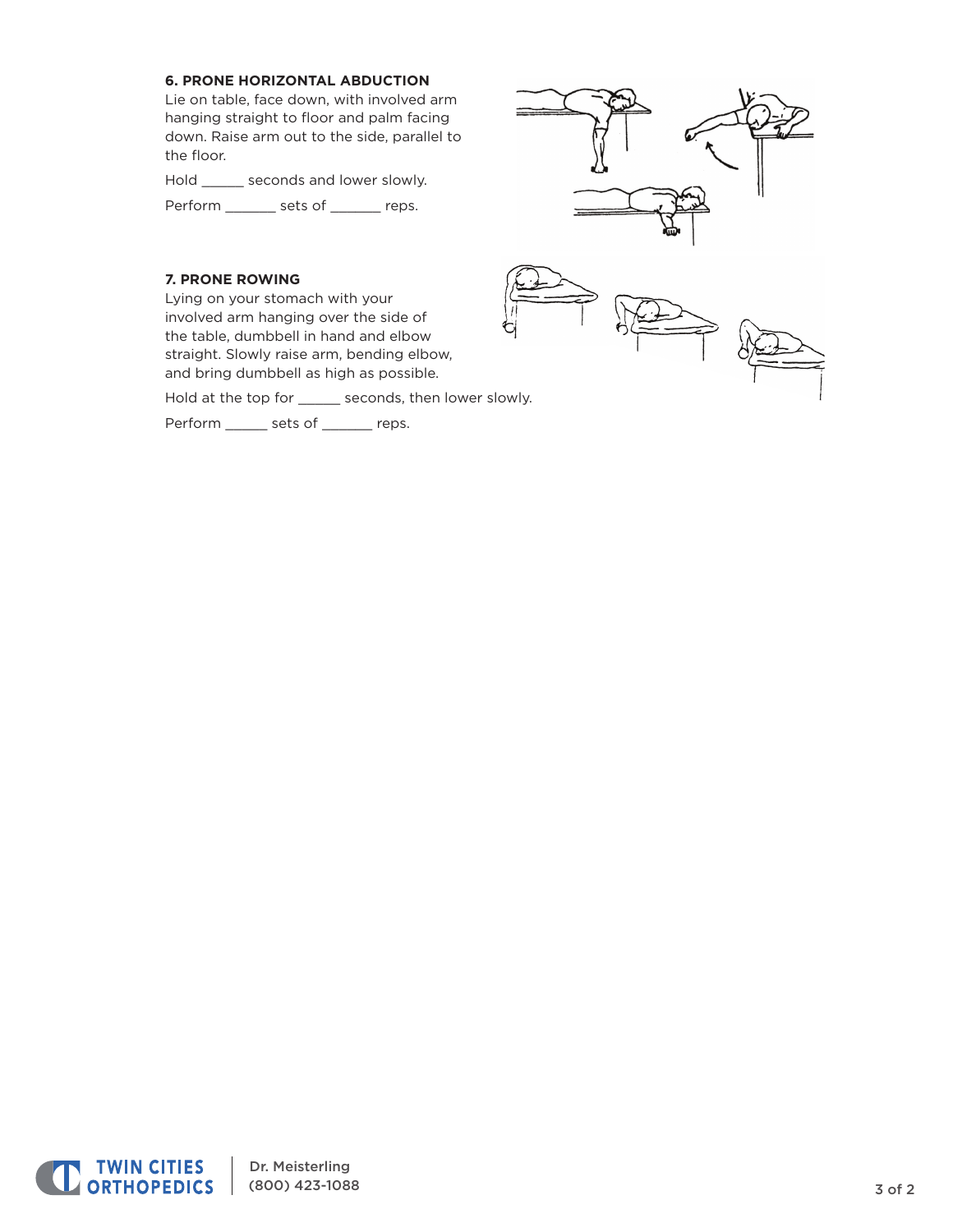**6. PRONE HORIZONTAL ABDUCTION**

Lie on table, face down, with involved arm hanging straight to floor and palm facing down. Raise arm out to the side, parallel to the floor.

Hold _____ seconds and lower slowly.

Perform ______ sets of ______ reps.

**7. PRONE ROWING**

Lying on your stomach with your involved arm hanging over the side of the table, dumbbell in hand and elbow straight. Slowly raise arm, bending elbow, and bring dumbbell as high as possible.

Hold at the top for _____ seconds, then lower slowly.

Perform _____ sets of ______ reps.

TWIN CITIES ORTHOPEDICS

Dr. Meisterling
(800) 423-1088